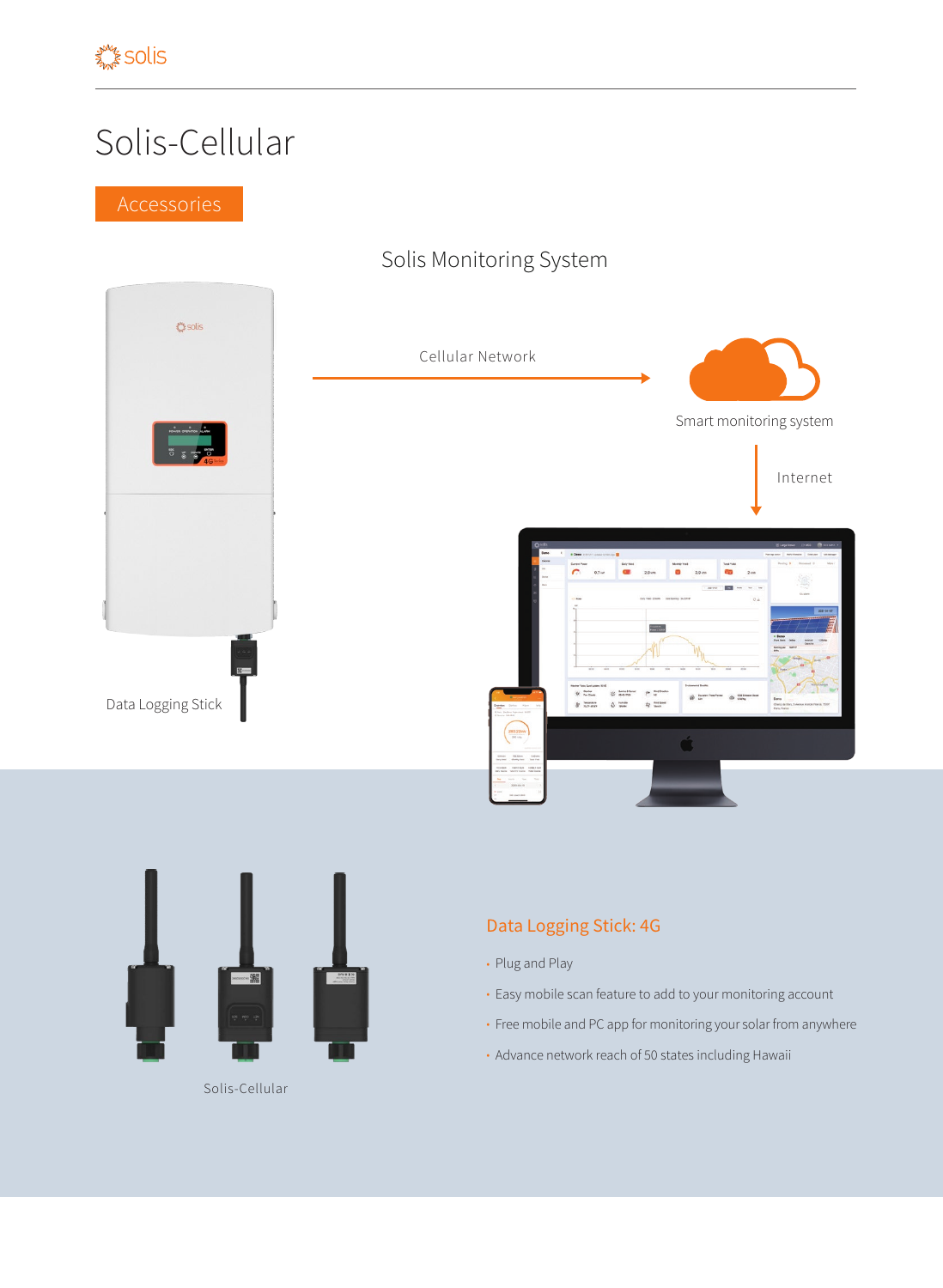# Solis-Cellular

Accessories

## Solis Monitoring System

Cellular Network

Smart monitoring system

Internet

Data Logging Stick

Solis-Cellular

### Data Logging Stick: 4G

- Plug and Play
- Easy mobile scan feature to add to your monitoring account
- Free mobile and PC app for monitoring your solar from anywhere
- Advance network reach of 50 states including Hawaii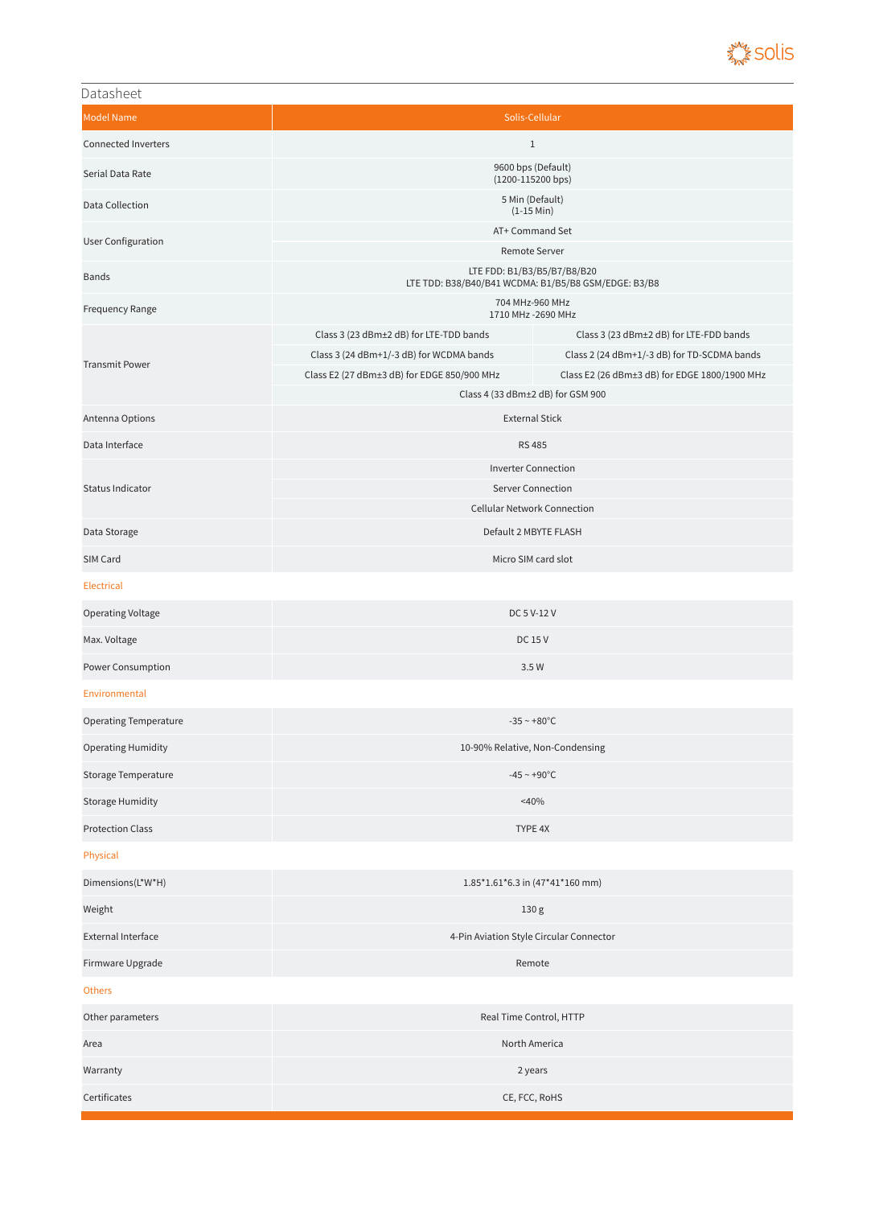Datasheet

| Model Name | Solis-Cellular | |
|---|---|---|
| Connected Inverters | 1 | |
| Serial Data Rate | 9600 bps (Default)<br>(1200-115200 bps) | |
| Data Collection | 5 Min (Default)<br>(1-15 Min) | |
| User Configuration | AT+ Command Set | |
| | Remote Server | |
| Bands | LTE FDD: B1/B3/B5/B7/B8/B20<br>LTE TDD: B38/B40/B41 WCDMA: B1/B5/B8 GSM/EDGE: B3/B8 | |
| Frequency Range | 704 MHz-960 MHz<br>1710 MHz -2690 MHz | |
| Transmit Power | Class 3 (23 dBm±2 dB) for LTE-TDD bands | Class 3 (23 dBm±2 dB) for LTE-FDD bands |
| | Class 3 (24 dBm+1/-3 dB) for WCDMA bands | Class 2 (24 dBm+1/-3 dB) for TD-SCDMA bands |
| | Class E2 (27 dBm±3 dB) for EDGE 850/900 MHz | Class E2 (26 dBm±3 dB) for EDGE 1800/1900 MHz |
| | Class 4 (33 dBm±2 dB) for GSM 900 | |
| Antenna Options | External Stick | |
| Data Interface | RS 485 | |
| Status Indicator | Inverter Connection | |
| | Server Connection | |
| | Cellular Network Connection | |
| Data Storage | Default 2 MBYTE FLASH | |
| SIM Card | Micro SIM card slot | |
| **Electrical** | | |
| Operating Voltage | DC 5 V-12 V | |
| Max. Voltage | DC 15 V | |
| Power Consumption | 3.5 W | |
| **Environmental** | | |
| Operating Temperature | -35 ~ +80°C | |
| Operating Humidity | 10-90% Relative, Non-Condensing | |
| Storage Temperature | -45 ~ +90°C | |
| Storage Humidity | <40% | |
| Protection Class | TYPE 4X | |
| **Physical** | | |
| Dimensions(L*W*H) | 1.85*1.61*6.3 in (47*41*160 mm) | |
| Weight | 130 g | |
| External Interface | 4-Pin Aviation Style Circular Connector | |
| Firmware Upgrade | Remote | |
| **Others** | | |
| Other parameters | Real Time Control, HTTP | |
| Area | North America | |
| Warranty | 2 years | |
| Certificates | CE, FCC, RoHS | |